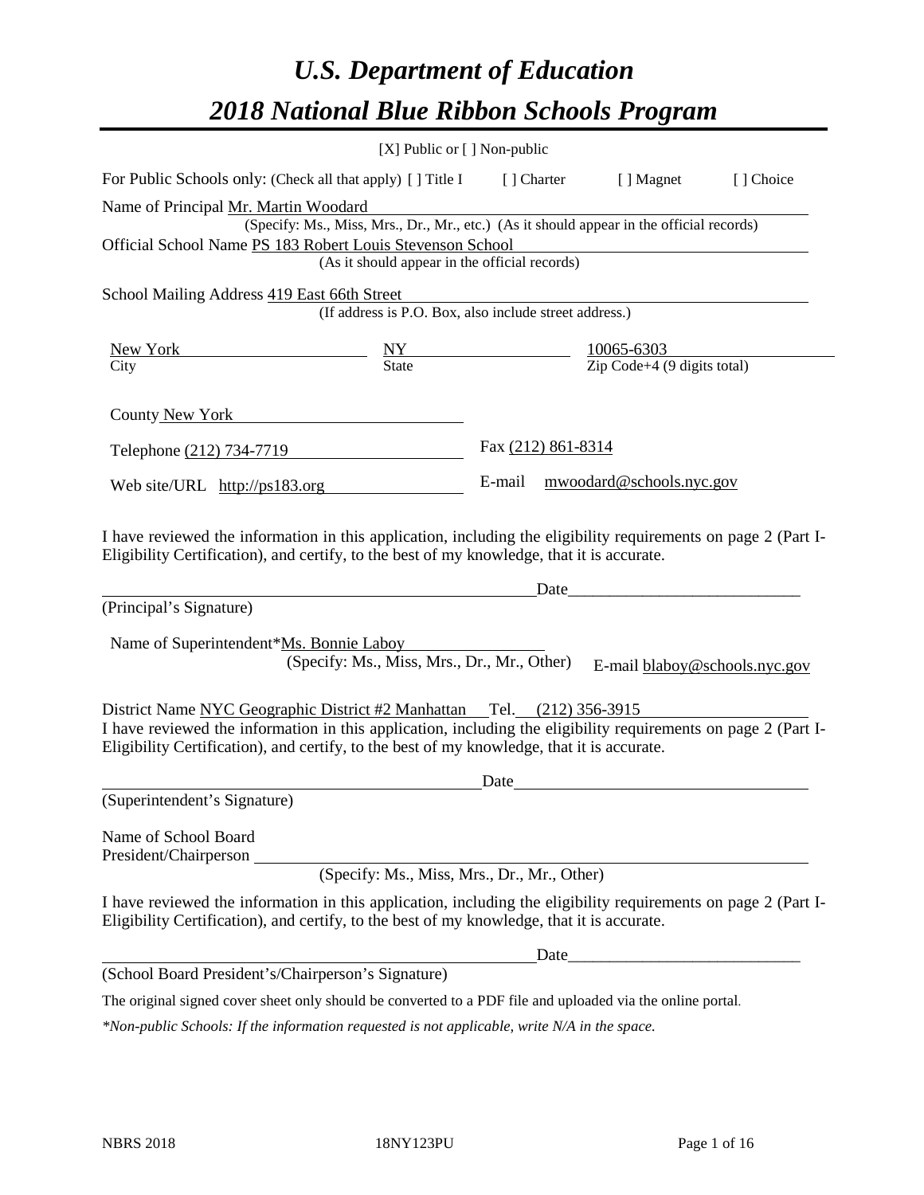# *U.S. Department of Education*

# *2018 National Blue Ribbon Schools Program*

[X] Public or [ ] Non-public

For Public Schools only: (Check all that apply) [ ] Title I [ ] Charter [ ] Magnet [ ] Choice

Name of Principal Mr. Martin Woodard
(Specify: Ms., Miss, Mrs., Dr., Mr., etc.) (As it should appear in the official records)

Official School Name PS 183 Robert Louis Stevenson School
(As it should appear in the official records)

School Mailing Address 419 East 66th Street
(If address is P.O. Box, also include street address.)

| New York | NY | 10065-6303 |
|---|---|---|
| City | State | Zip Code+4 (9 digits total) |

County New York

Telephone (212) 734-7719 Fax (212) 861-8314

Web site/URL http://ps183.org E-mail mwoodard@schools.nyc.gov

I have reviewed the information in this application, including the eligibility requirements on page 2 (Part I-Eligibility Certification), and certify, to the best of my knowledge, that it is accurate.

_______________________________ Date_______________________

(Principal's Signature)

Name of Superintendent*Ms. Bonnie Laboy
(Specify: Ms., Miss, Mrs., Dr., Mr., Other) E-mail blaboy@schools.nyc.gov

District Name NYC Geographic District #2 Manhattan Tel. (212) 356-3915

I have reviewed the information in this application, including the eligibility requirements on page 2 (Part I-Eligibility Certification), and certify, to the best of my knowledge, that it is accurate.

_______________________________ Date_______________________

(Superintendent's Signature)

Name of School Board
President/Chairperson _______________________________
(Specify: Ms., Miss, Mrs., Dr., Mr., Other)

I have reviewed the information in this application, including the eligibility requirements on page 2 (Part I-Eligibility Certification), and certify, to the best of my knowledge, that it is accurate.

_______________________________ Date_______________________

(School Board President's/Chairperson's Signature)

The original signed cover sheet only should be converted to a PDF file and uploaded via the online portal.

*\*Non-public Schools: If the information requested is not applicable, write N/A in the space.*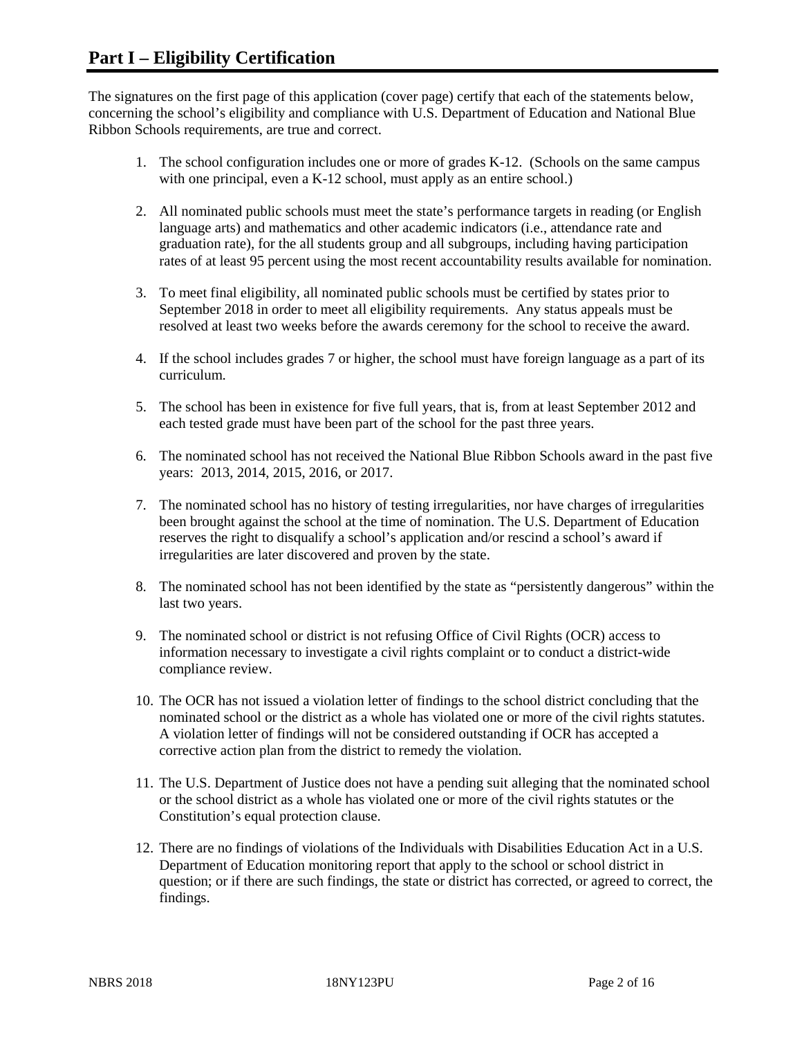# Part I – Eligibility Certification

The signatures on the first page of this application (cover page) certify that each of the statements below, concerning the school's eligibility and compliance with U.S. Department of Education and National Blue Ribbon Schools requirements, are true and correct.

1. The school configuration includes one or more of grades K-12. (Schools on the same campus with one principal, even a K-12 school, must apply as an entire school.)

2. All nominated public schools must meet the state's performance targets in reading (or English language arts) and mathematics and other academic indicators (i.e., attendance rate and graduation rate), for the all students group and all subgroups, including having participation rates of at least 95 percent using the most recent accountability results available for nomination.

3. To meet final eligibility, all nominated public schools must be certified by states prior to September 2018 in order to meet all eligibility requirements. Any status appeals must be resolved at least two weeks before the awards ceremony for the school to receive the award.

4. If the school includes grades 7 or higher, the school must have foreign language as a part of its curriculum.

5. The school has been in existence for five full years, that is, from at least September 2012 and each tested grade must have been part of the school for the past three years.

6. The nominated school has not received the National Blue Ribbon Schools award in the past five years: 2013, 2014, 2015, 2016, or 2017.

7. The nominated school has no history of testing irregularities, nor have charges of irregularities been brought against the school at the time of nomination. The U.S. Department of Education reserves the right to disqualify a school's application and/or rescind a school's award if irregularities are later discovered and proven by the state.

8. The nominated school has not been identified by the state as "persistently dangerous" within the last two years.

9. The nominated school or district is not refusing Office of Civil Rights (OCR) access to information necessary to investigate a civil rights complaint or to conduct a district-wide compliance review.

10. The OCR has not issued a violation letter of findings to the school district concluding that the nominated school or the district as a whole has violated one or more of the civil rights statutes. A violation letter of findings will not be considered outstanding if OCR has accepted a corrective action plan from the district to remedy the violation.

11. The U.S. Department of Justice does not have a pending suit alleging that the nominated school or the school district as a whole has violated one or more of the civil rights statutes or the Constitution's equal protection clause.

12. There are no findings of violations of the Individuals with Disabilities Education Act in a U.S. Department of Education monitoring report that apply to the school or school district in question; or if there are such findings, the state or district has corrected, or agreed to correct, the findings.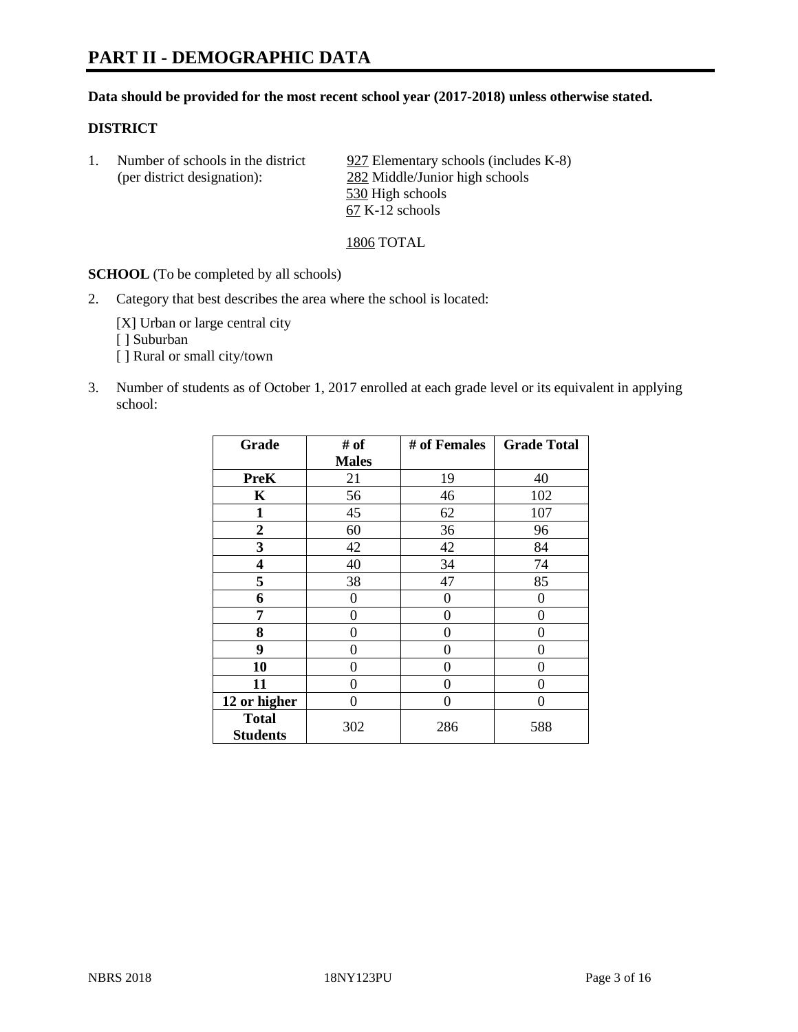# PART II - DEMOGRAPHIC DATA

**Data should be provided for the most recent school year (2017-2018) unless otherwise stated.**

**DISTRICT**

1. Number of schools in the district (per district designation):
   - 927 Elementary schools (includes K-8)
   - 282 Middle/Junior high schools
   - 530 High schools
   - 67 K-12 schools

   1806 TOTAL

**SCHOOL** (To be completed by all schools)

2. Category that best describes the area where the school is located:

   [X] Urban or large central city
   [ ] Suburban
   [ ] Rural or small city/town

3. Number of students as of October 1, 2017 enrolled at each grade level or its equivalent in applying school:

| Grade | # of Males | # of Females | Grade Total |
|---|---|---|---|
| **PreK** | 21 | 19 | 40 |
| **K** | 56 | 46 | 102 |
| **1** | 45 | 62 | 107 |
| **2** | 60 | 36 | 96 |
| **3** | 42 | 42 | 84 |
| **4** | 40 | 34 | 74 |
| **5** | 38 | 47 | 85 |
| **6** | 0 | 0 | 0 |
| **7** | 0 | 0 | 0 |
| **8** | 0 | 0 | 0 |
| **9** | 0 | 0 | 0 |
| **10** | 0 | 0 | 0 |
| **11** | 0 | 0 | 0 |
| **12 or higher** | 0 | 0 | 0 |
| **Total Students** | 302 | 286 | 588 |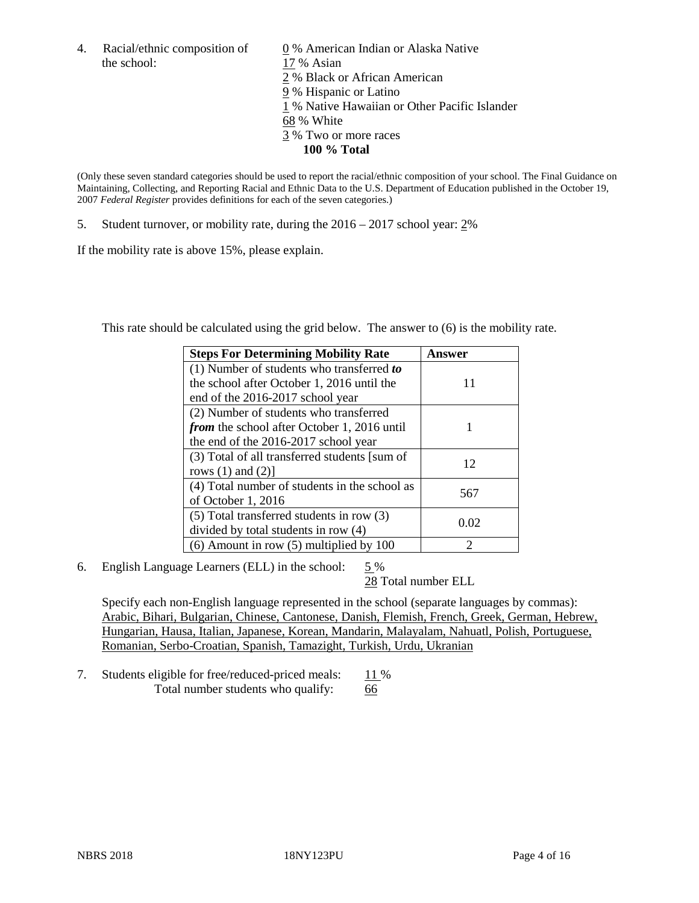4. Racial/ethnic composition of the school:

0 % American Indian or Alaska Native
17 % Asian
2 % Black or African American
9 % Hispanic or Latino
1 % Native Hawaiian or Other Pacific Islander
68 % White
3 % Two or more races
**100 % Total**

(Only these seven standard categories should be used to report the racial/ethnic composition of your school. The Final Guidance on Maintaining, Collecting, and Reporting Racial and Ethnic Data to the U.S. Department of Education published in the October 19, 2007 *Federal Register* provides definitions for each of the seven categories.)

5. Student turnover, or mobility rate, during the 2016 – 2017 school year: 2%

If the mobility rate is above 15%, please explain.

This rate should be calculated using the grid below. The answer to (6) is the mobility rate.

| **Steps For Determining Mobility Rate** | **Answer** |
|---|---|
| (1) Number of students who transferred ***to*** the school after October 1, 2016 until the end of the 2016-2017 school year | 11 |
| (2) Number of students who transferred ***from*** the school after October 1, 2016 until the end of the 2016-2017 school year | 1 |
| (3) Total of all transferred students [sum of rows (1) and (2)] | 12 |
| (4) Total number of students in the school as of October 1, 2016 | 567 |
| (5) Total transferred students in row (3) divided by total students in row (4) | 0.02 |
| (6) Amount in row (5) multiplied by 100 | 2 |

6. English Language Learners (ELL) in the school: 5 %
28 Total number ELL

Specify each non-English language represented in the school (separate languages by commas): Arabic, Bihari, Bulgarian, Chinese, Cantonese, Danish, Flemish, French, Greek, German, Hebrew, Hungarian, Hausa, Italian, Japanese, Korean, Mandarin, Malayalam, Nahuatl, Polish, Portuguese, Romanian, Serbo-Croatian, Spanish, Tamazight, Turkish, Urdu, Ukranian

7. Students eligible for free/reduced-priced meals: 11 %
Total number students who qualify: 66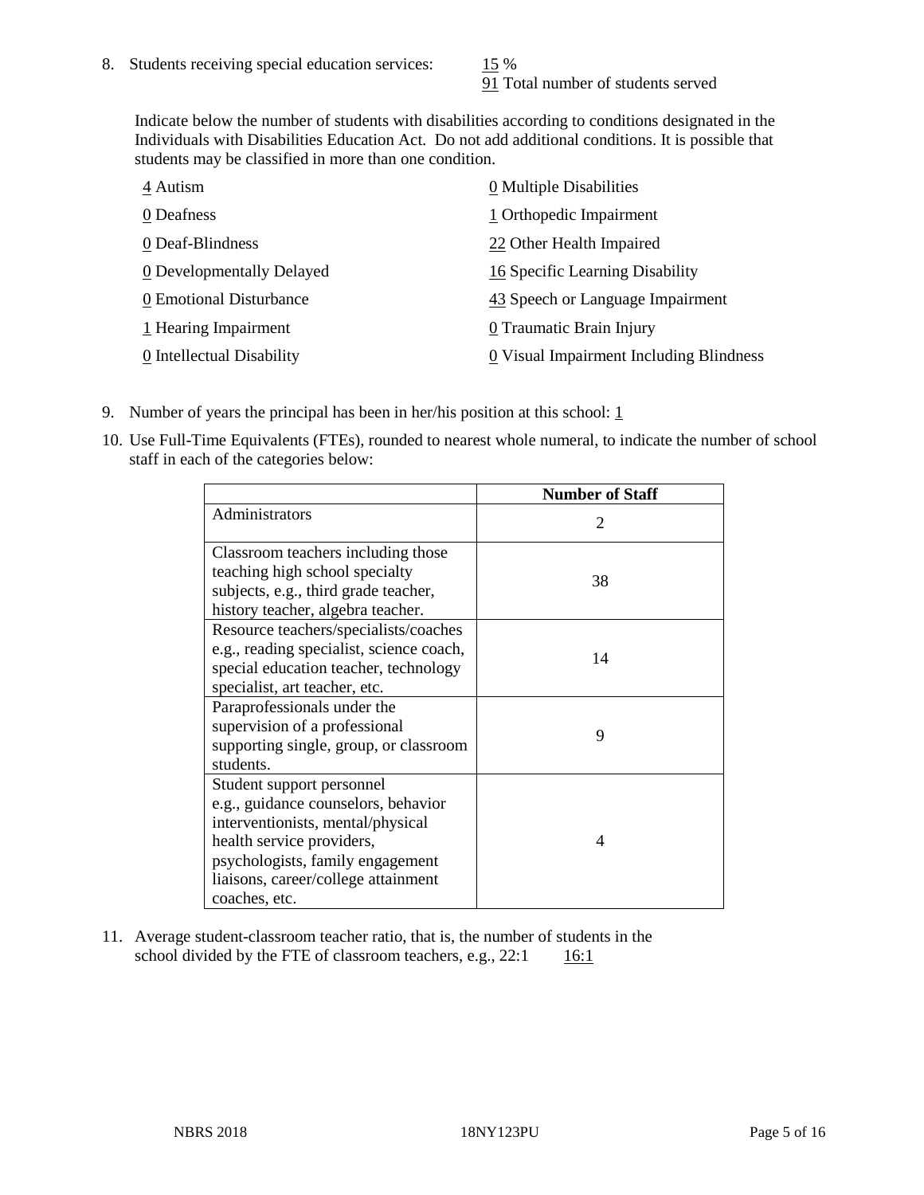8. Students receiving special education services: 15 %
   91 Total number of students served

   Indicate below the number of students with disabilities according to conditions designated in the Individuals with Disabilities Education Act. Do not add additional conditions. It is possible that students may be classified in more than one condition.

   4 Autism
   0 Deafness
   0 Deaf-Blindness
   0 Developmentally Delayed
   0 Emotional Disturbance
   1 Hearing Impairment
   0 Intellectual Disability
   0 Multiple Disabilities
   1 Orthopedic Impairment
   22 Other Health Impaired
   16 Specific Learning Disability
   43 Speech or Language Impairment
   0 Traumatic Brain Injury
   0 Visual Impairment Including Blindness

9. Number of years the principal has been in her/his position at this school: 1

10. Use Full-Time Equivalents (FTEs), rounded to nearest whole numeral, to indicate the number of school staff in each of the categories below:

| | Number of Staff |
|---|---|
| Administrators | 2 |
| Classroom teachers including those teaching high school specialty subjects, e.g., third grade teacher, history teacher, algebra teacher. | 38 |
| Resource teachers/specialists/coaches e.g., reading specialist, science coach, special education teacher, technology specialist, art teacher, etc. | 14 |
| Paraprofessionals under the supervision of a professional supporting single, group, or classroom students. | 9 |
| Student support personnel e.g., guidance counselors, behavior interventionists, mental/physical health service providers, psychologists, family engagement liaisons, career/college attainment coaches, etc. | 4 |

11. Average student-classroom teacher ratio, that is, the number of students in the school divided by the FTE of classroom teachers, e.g., 22:1 16:1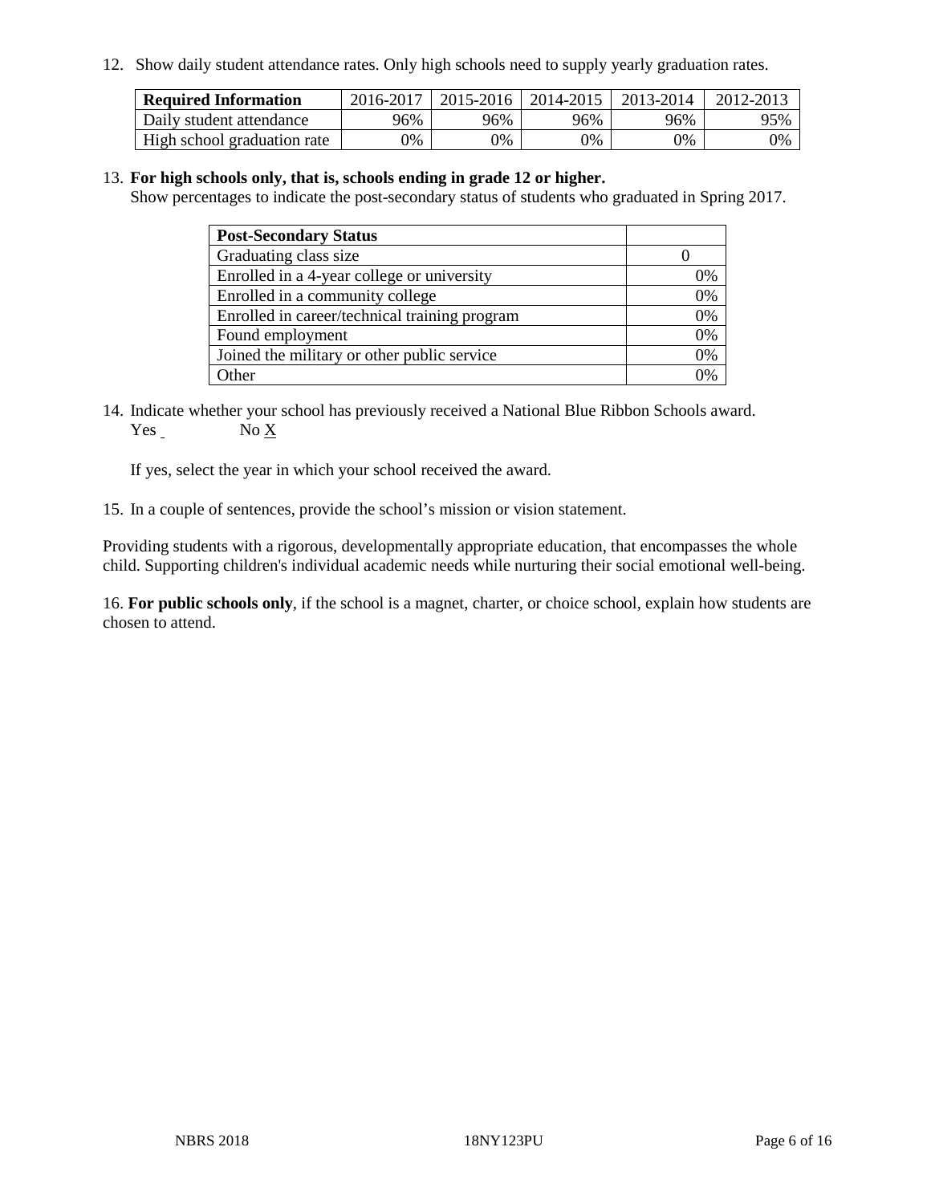12. Show daily student attendance rates. Only high schools need to supply yearly graduation rates.

| Required Information | 2016-2017 | 2015-2016 | 2014-2015 | 2013-2014 | 2012-2013 |
|---|---|---|---|---|---|
| Daily student attendance | 96% | 96% | 96% | 96% | 95% |
| High school graduation rate | 0% | 0% | 0% | 0% | 0% |

13. **For high schools only, that is, schools ending in grade 12 or higher.**
Show percentages to indicate the post-secondary status of students who graduated in Spring 2017.

| Post-Secondary Status | |
|---|---|
| Graduating class size | 0 |
| Enrolled in a 4-year college or university | 0% |
| Enrolled in a community college | 0% |
| Enrolled in career/technical training program | 0% |
| Found employment | 0% |
| Joined the military or other public service | 0% |
| Other | 0% |

14. Indicate whether your school has previously received a National Blue Ribbon Schools award.
Yes    No X

If yes, select the year in which your school received the award.

15. In a couple of sentences, provide the school's mission or vision statement.

Providing students with a rigorous, developmentally appropriate education, that encompasses the whole child. Supporting children's individual academic needs while nurturing their social emotional well-being.

16. **For public schools only**, if the school is a magnet, charter, or choice school, explain how students are chosen to attend.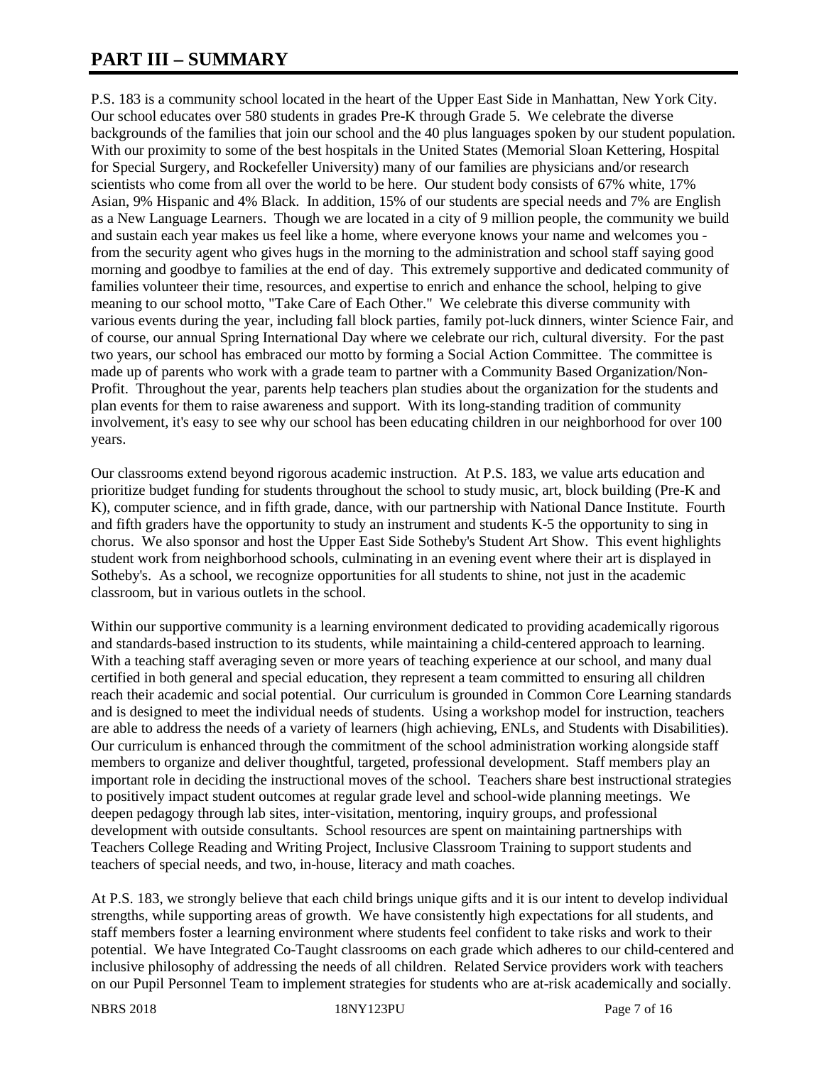# PART III – SUMMARY

P.S. 183 is a community school located in the heart of the Upper East Side in Manhattan, New York City. Our school educates over 580 students in grades Pre-K through Grade 5. We celebrate the diverse backgrounds of the families that join our school and the 40 plus languages spoken by our student population. With our proximity to some of the best hospitals in the United States (Memorial Sloan Kettering, Hospital for Special Surgery, and Rockefeller University) many of our families are physicians and/or research scientists who come from all over the world to be here. Our student body consists of 67% white, 17% Asian, 9% Hispanic and 4% Black. In addition, 15% of our students are special needs and 7% are English as a New Language Learners. Though we are located in a city of 9 million people, the community we build and sustain each year makes us feel like a home, where everyone knows your name and welcomes you - from the security agent who gives hugs in the morning to the administration and school staff saying good morning and goodbye to families at the end of day. This extremely supportive and dedicated community of families volunteer their time, resources, and expertise to enrich and enhance the school, helping to give meaning to our school motto, "Take Care of Each Other." We celebrate this diverse community with various events during the year, including fall block parties, family pot-luck dinners, winter Science Fair, and of course, our annual Spring International Day where we celebrate our rich, cultural diversity. For the past two years, our school has embraced our motto by forming a Social Action Committee. The committee is made up of parents who work with a grade team to partner with a Community Based Organization/Non-Profit. Throughout the year, parents help teachers plan studies about the organization for the students and plan events for them to raise awareness and support. With its long-standing tradition of community involvement, it's easy to see why our school has been educating children in our neighborhood for over 100 years.

Our classrooms extend beyond rigorous academic instruction. At P.S. 183, we value arts education and prioritize budget funding for students throughout the school to study music, art, block building (Pre-K and K), computer science, and in fifth grade, dance, with our partnership with National Dance Institute. Fourth and fifth graders have the opportunity to study an instrument and students K-5 the opportunity to sing in chorus. We also sponsor and host the Upper East Side Sotheby's Student Art Show. This event highlights student work from neighborhood schools, culminating in an evening event where their art is displayed in Sotheby's. As a school, we recognize opportunities for all students to shine, not just in the academic classroom, but in various outlets in the school.

Within our supportive community is a learning environment dedicated to providing academically rigorous and standards-based instruction to its students, while maintaining a child-centered approach to learning. With a teaching staff averaging seven or more years of teaching experience at our school, and many dual certified in both general and special education, they represent a team committed to ensuring all children reach their academic and social potential. Our curriculum is grounded in Common Core Learning standards and is designed to meet the individual needs of students. Using a workshop model for instruction, teachers are able to address the needs of a variety of learners (high achieving, ENLs, and Students with Disabilities). Our curriculum is enhanced through the commitment of the school administration working alongside staff members to organize and deliver thoughtful, targeted, professional development. Staff members play an important role in deciding the instructional moves of the school. Teachers share best instructional strategies to positively impact student outcomes at regular grade level and school-wide planning meetings. We deepen pedagogy through lab sites, inter-visitation, mentoring, inquiry groups, and professional development with outside consultants. School resources are spent on maintaining partnerships with Teachers College Reading and Writing Project, Inclusive Classroom Training to support students and teachers of special needs, and two, in-house, literacy and math coaches.

At P.S. 183, we strongly believe that each child brings unique gifts and it is our intent to develop individual strengths, while supporting areas of growth. We have consistently high expectations for all students, and staff members foster a learning environment where students feel confident to take risks and work to their potential. We have Integrated Co-Taught classrooms on each grade which adheres to our child-centered and inclusive philosophy of addressing the needs of all children. Related Service providers work with teachers on our Pupil Personnel Team to implement strategies for students who are at-risk academically and socially.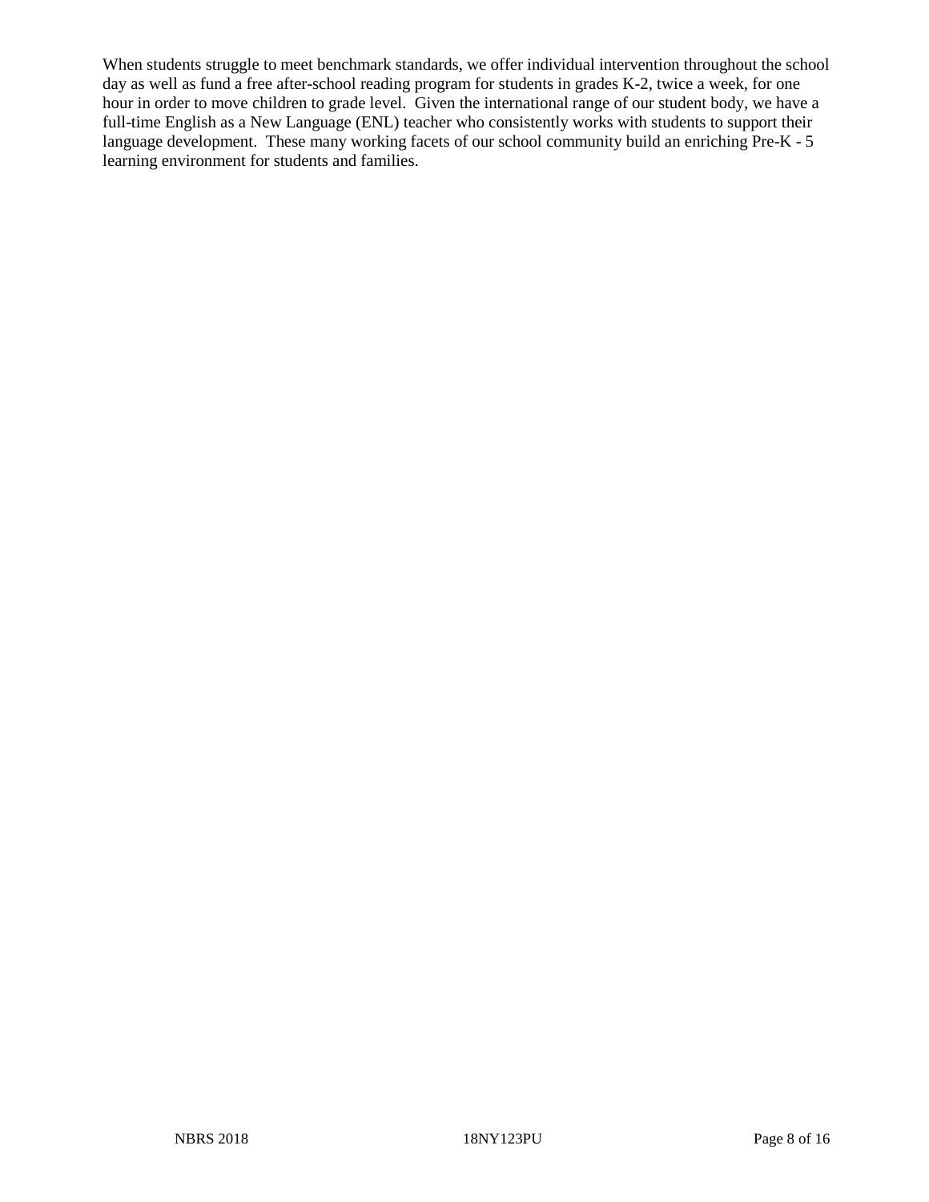When students struggle to meet benchmark standards, we offer individual intervention throughout the school day as well as fund a free after-school reading program for students in grades K-2, twice a week, for one hour in order to move children to grade level. Given the international range of our student body, we have a full-time English as a New Language (ENL) teacher who consistently works with students to support their language development. These many working facets of our school community build an enriching Pre-K - 5 learning environment for students and families.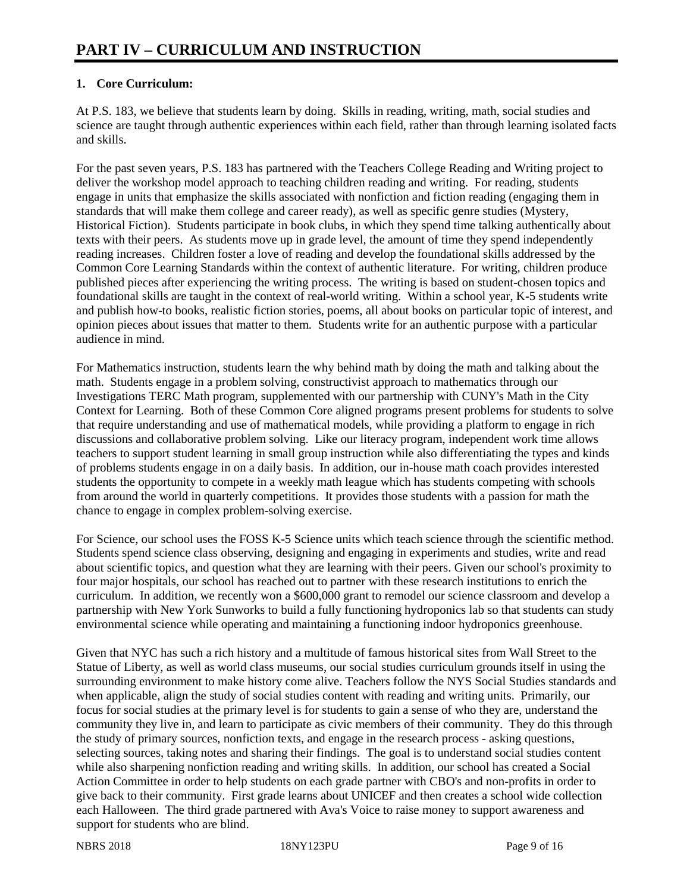# PART IV – CURRICULUM AND INSTRUCTION

**1. Core Curriculum:**

At P.S. 183, we believe that students learn by doing. Skills in reading, writing, math, social studies and science are taught through authentic experiences within each field, rather than through learning isolated facts and skills.

For the past seven years, P.S. 183 has partnered with the Teachers College Reading and Writing project to deliver the workshop model approach to teaching children reading and writing. For reading, students engage in units that emphasize the skills associated with nonfiction and fiction reading (engaging them in standards that will make them college and career ready), as well as specific genre studies (Mystery, Historical Fiction). Students participate in book clubs, in which they spend time talking authentically about texts with their peers. As students move up in grade level, the amount of time they spend independently reading increases. Children foster a love of reading and develop the foundational skills addressed by the Common Core Learning Standards within the context of authentic literature. For writing, children produce published pieces after experiencing the writing process. The writing is based on student-chosen topics and foundational skills are taught in the context of real-world writing. Within a school year, K-5 students write and publish how-to books, realistic fiction stories, poems, all about books on particular topic of interest, and opinion pieces about issues that matter to them. Students write for an authentic purpose with a particular audience in mind.

For Mathematics instruction, students learn the why behind math by doing the math and talking about the math. Students engage in a problem solving, constructivist approach to mathematics through our Investigations TERC Math program, supplemented with our partnership with CUNY's Math in the City Context for Learning. Both of these Common Core aligned programs present problems for students to solve that require understanding and use of mathematical models, while providing a platform to engage in rich discussions and collaborative problem solving. Like our literacy program, independent work time allows teachers to support student learning in small group instruction while also differentiating the types and kinds of problems students engage in on a daily basis. In addition, our in-house math coach provides interested students the opportunity to compete in a weekly math league which has students competing with schools from around the world in quarterly competitions. It provides those students with a passion for math the chance to engage in complex problem-solving exercise.

For Science, our school uses the FOSS K-5 Science units which teach science through the scientific method. Students spend science class observing, designing and engaging in experiments and studies, write and read about scientific topics, and question what they are learning with their peers. Given our school's proximity to four major hospitals, our school has reached out to partner with these research institutions to enrich the curriculum. In addition, we recently won a $600,000 grant to remodel our science classroom and develop a partnership with New York Sunworks to build a fully functioning hydroponics lab so that students can study environmental science while operating and maintaining a functioning indoor hydroponics greenhouse.

Given that NYC has such a rich history and a multitude of famous historical sites from Wall Street to the Statue of Liberty, as well as world class museums, our social studies curriculum grounds itself in using the surrounding environment to make history come alive. Teachers follow the NYS Social Studies standards and when applicable, align the study of social studies content with reading and writing units. Primarily, our focus for social studies at the primary level is for students to gain a sense of who they are, understand the community they live in, and learn to participate as civic members of their community. They do this through the study of primary sources, nonfiction texts, and engage in the research process - asking questions, selecting sources, taking notes and sharing their findings. The goal is to understand social studies content while also sharpening nonfiction reading and writing skills. In addition, our school has created a Social Action Committee in order to help students on each grade partner with CBO's and non-profits in order to give back to their community. First grade learns about UNICEF and then creates a school wide collection each Halloween. The third grade partnered with Ava's Voice to raise money to support awareness and support for students who are blind.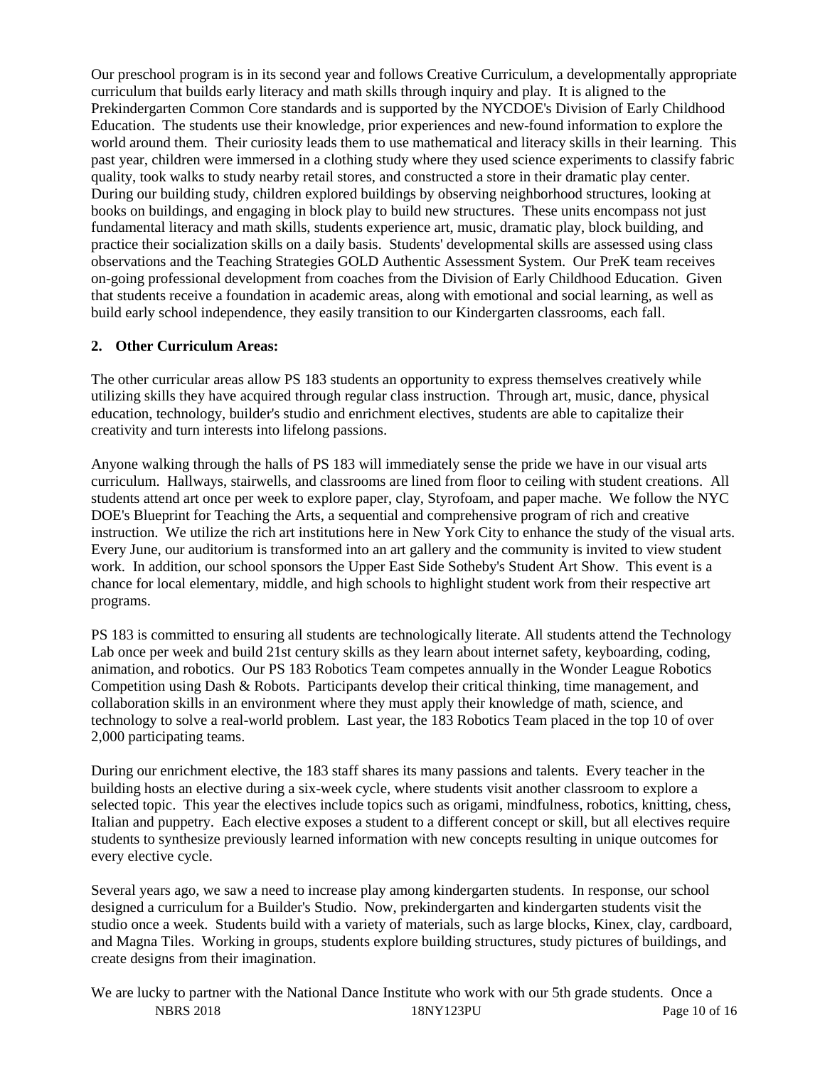Our preschool program is in its second year and follows Creative Curriculum, a developmentally appropriate curriculum that builds early literacy and math skills through inquiry and play. It is aligned to the Prekindergarten Common Core standards and is supported by the NYCDOE's Division of Early Childhood Education. The students use their knowledge, prior experiences and new-found information to explore the world around them. Their curiosity leads them to use mathematical and literacy skills in their learning. This past year, children were immersed in a clothing study where they used science experiments to classify fabric quality, took walks to study nearby retail stores, and constructed a store in their dramatic play center. During our building study, children explored buildings by observing neighborhood structures, looking at books on buildings, and engaging in block play to build new structures. These units encompass not just fundamental literacy and math skills, students experience art, music, dramatic play, block building, and practice their socialization skills on a daily basis. Students' developmental skills are assessed using class observations and the Teaching Strategies GOLD Authentic Assessment System. Our PreK team receives on-going professional development from coaches from the Division of Early Childhood Education. Given that students receive a foundation in academic areas, along with emotional and social learning, as well as build early school independence, they easily transition to our Kindergarten classrooms, each fall.

**2. Other Curriculum Areas:**

The other curricular areas allow PS 183 students an opportunity to express themselves creatively while utilizing skills they have acquired through regular class instruction. Through art, music, dance, physical education, technology, builder's studio and enrichment electives, students are able to capitalize their creativity and turn interests into lifelong passions.

Anyone walking through the halls of PS 183 will immediately sense the pride we have in our visual arts curriculum. Hallways, stairwells, and classrooms are lined from floor to ceiling with student creations. All students attend art once per week to explore paper, clay, Styrofoam, and paper mache. We follow the NYC DOE's Blueprint for Teaching the Arts, a sequential and comprehensive program of rich and creative instruction. We utilize the rich art institutions here in New York City to enhance the study of the visual arts. Every June, our auditorium is transformed into an art gallery and the community is invited to view student work. In addition, our school sponsors the Upper East Side Sotheby's Student Art Show. This event is a chance for local elementary, middle, and high schools to highlight student work from their respective art programs.

PS 183 is committed to ensuring all students are technologically literate. All students attend the Technology Lab once per week and build 21st century skills as they learn about internet safety, keyboarding, coding, animation, and robotics. Our PS 183 Robotics Team competes annually in the Wonder League Robotics Competition using Dash & Robots. Participants develop their critical thinking, time management, and collaboration skills in an environment where they must apply their knowledge of math, science, and technology to solve a real-world problem. Last year, the 183 Robotics Team placed in the top 10 of over 2,000 participating teams.

During our enrichment elective, the 183 staff shares its many passions and talents. Every teacher in the building hosts an elective during a six-week cycle, where students visit another classroom to explore a selected topic. This year the electives include topics such as origami, mindfulness, robotics, knitting, chess, Italian and puppetry. Each elective exposes a student to a different concept or skill, but all electives require students to synthesize previously learned information with new concepts resulting in unique outcomes for every elective cycle.

Several years ago, we saw a need to increase play among kindergarten students. In response, our school designed a curriculum for a Builder's Studio. Now, prekindergarten and kindergarten students visit the studio once a week. Students build with a variety of materials, such as large blocks, Kinex, clay, cardboard, and Magna Tiles. Working in groups, students explore building structures, study pictures of buildings, and create designs from their imagination.

We are lucky to partner with the National Dance Institute who work with our 5th grade students. Once a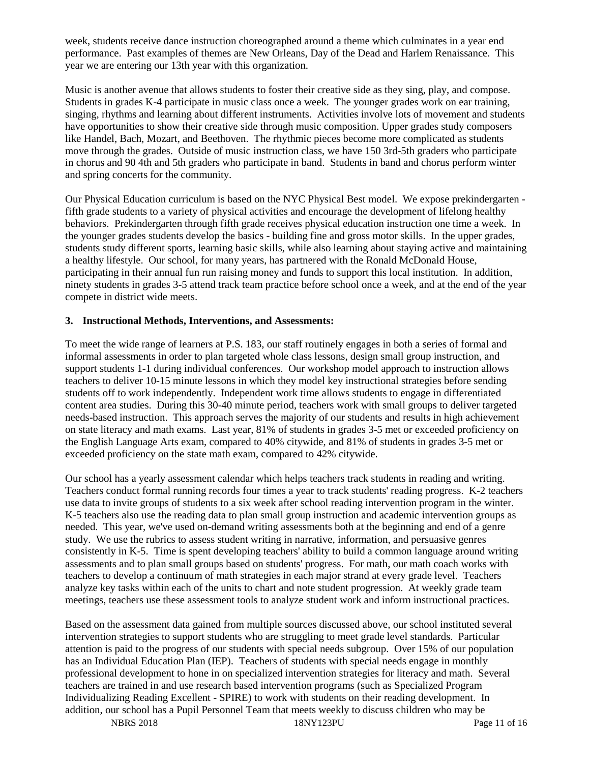week, students receive dance instruction choreographed around a theme which culminates in a year end performance. Past examples of themes are New Orleans, Day of the Dead and Harlem Renaissance. This year we are entering our 13th year with this organization.

Music is another avenue that allows students to foster their creative side as they sing, play, and compose. Students in grades K-4 participate in music class once a week. The younger grades work on ear training, singing, rhythms and learning about different instruments. Activities involve lots of movement and students have opportunities to show their creative side through music composition. Upper grades study composers like Handel, Bach, Mozart, and Beethoven. The rhythmic pieces become more complicated as students move through the grades. Outside of music instruction class, we have 150 3rd-5th graders who participate in chorus and 90 4th and 5th graders who participate in band. Students in band and chorus perform winter and spring concerts for the community.

Our Physical Education curriculum is based on the NYC Physical Best model. We expose prekindergarten - fifth grade students to a variety of physical activities and encourage the development of lifelong healthy behaviors. Prekindergarten through fifth grade receives physical education instruction one time a week. In the younger grades students develop the basics - building fine and gross motor skills. In the upper grades, students study different sports, learning basic skills, while also learning about staying active and maintaining a healthy lifestyle. Our school, for many years, has partnered with the Ronald McDonald House, participating in their annual fun run raising money and funds to support this local institution. In addition, ninety students in grades 3-5 attend track team practice before school once a week, and at the end of the year compete in district wide meets.

### 3. Instructional Methods, Interventions, and Assessments:

To meet the wide range of learners at P.S. 183, our staff routinely engages in both a series of formal and informal assessments in order to plan targeted whole class lessons, design small group instruction, and support students 1-1 during individual conferences. Our workshop model approach to instruction allows teachers to deliver 10-15 minute lessons in which they model key instructional strategies before sending students off to work independently. Independent work time allows students to engage in differentiated content area studies. During this 30-40 minute period, teachers work with small groups to deliver targeted needs-based instruction. This approach serves the majority of our students and results in high achievement on state literacy and math exams. Last year, 81% of students in grades 3-5 met or exceeded proficiency on the English Language Arts exam, compared to 40% citywide, and 81% of students in grades 3-5 met or exceeded proficiency on the state math exam, compared to 42% citywide.

Our school has a yearly assessment calendar which helps teachers track students in reading and writing. Teachers conduct formal running records four times a year to track students' reading progress. K-2 teachers use data to invite groups of students to a six week after school reading intervention program in the winter. K-5 teachers also use the reading data to plan small group instruction and academic intervention groups as needed. This year, we've used on-demand writing assessments both at the beginning and end of a genre study. We use the rubrics to assess student writing in narrative, information, and persuasive genres consistently in K-5. Time is spent developing teachers' ability to build a common language around writing assessments and to plan small groups based on students' progress. For math, our math coach works with teachers to develop a continuum of math strategies in each major strand at every grade level. Teachers analyze key tasks within each of the units to chart and note student progression. At weekly grade team meetings, teachers use these assessment tools to analyze student work and inform instructional practices.

Based on the assessment data gained from multiple sources discussed above, our school instituted several intervention strategies to support students who are struggling to meet grade level standards. Particular attention is paid to the progress of our students with special needs subgroup. Over 15% of our population has an Individual Education Plan (IEP). Teachers of students with special needs engage in monthly professional development to hone in on specialized intervention strategies for literacy and math. Several teachers are trained in and use research based intervention programs (such as Specialized Program Individualizing Reading Excellent - SPIRE) to work with students on their reading development. In addition, our school has a Pupil Personnel Team that meets weekly to discuss children who may be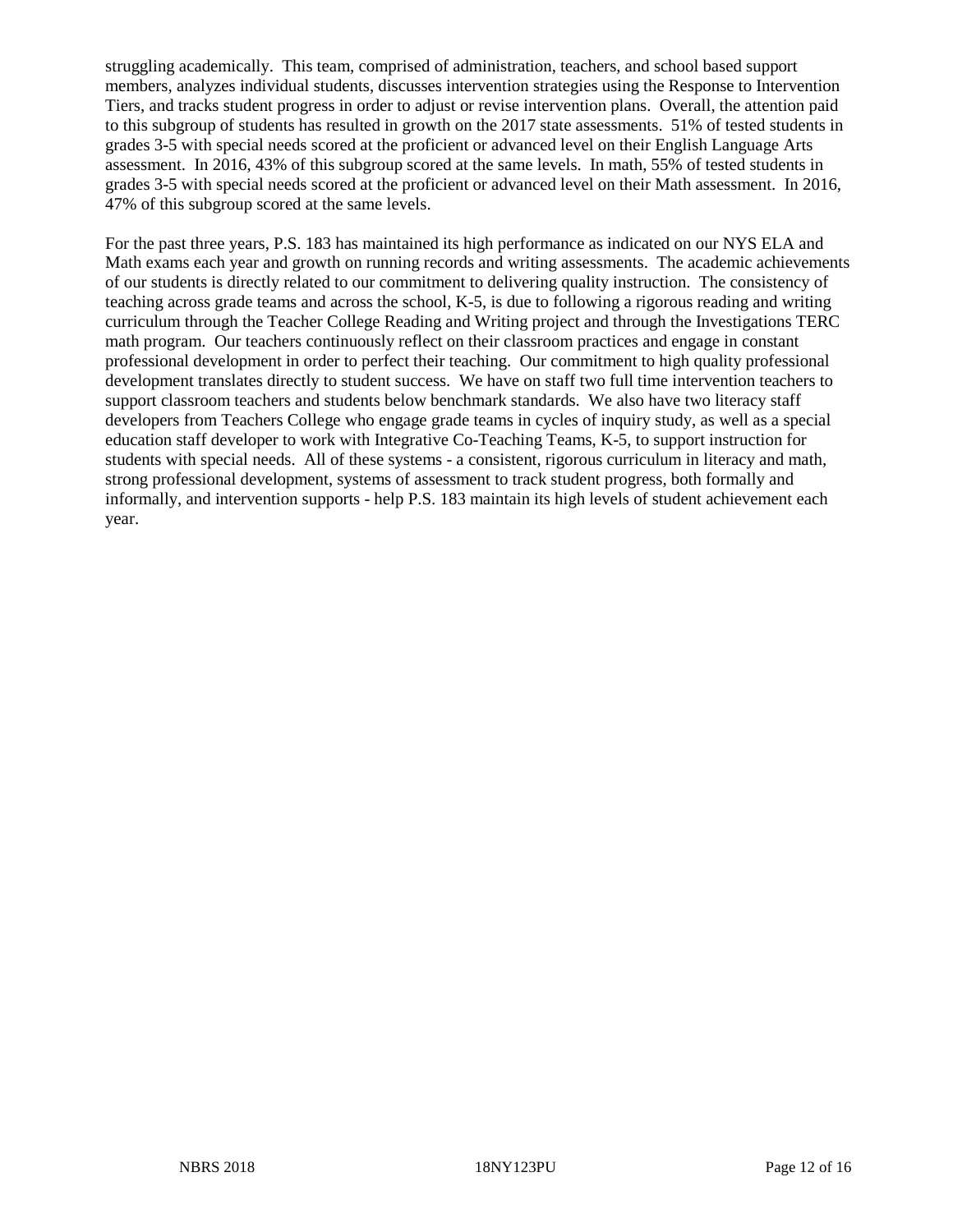struggling academically. This team, comprised of administration, teachers, and school based support members, analyzes individual students, discusses intervention strategies using the Response to Intervention Tiers, and tracks student progress in order to adjust or revise intervention plans. Overall, the attention paid to this subgroup of students has resulted in growth on the 2017 state assessments. 51% of tested students in grades 3-5 with special needs scored at the proficient or advanced level on their English Language Arts assessment. In 2016, 43% of this subgroup scored at the same levels. In math, 55% of tested students in grades 3-5 with special needs scored at the proficient or advanced level on their Math assessment. In 2016, 47% of this subgroup scored at the same levels.

For the past three years, P.S. 183 has maintained its high performance as indicated on our NYS ELA and Math exams each year and growth on running records and writing assessments. The academic achievements of our students is directly related to our commitment to delivering quality instruction. The consistency of teaching across grade teams and across the school, K-5, is due to following a rigorous reading and writing curriculum through the Teacher College Reading and Writing project and through the Investigations TERC math program. Our teachers continuously reflect on their classroom practices and engage in constant professional development in order to perfect their teaching. Our commitment to high quality professional development translates directly to student success. We have on staff two full time intervention teachers to support classroom teachers and students below benchmark standards. We also have two literacy staff developers from Teachers College who engage grade teams in cycles of inquiry study, as well as a special education staff developer to work with Integrative Co-Teaching Teams, K-5, to support instruction for students with special needs. All of these systems - a consistent, rigorous curriculum in literacy and math, strong professional development, systems of assessment to track student progress, both formally and informally, and intervention supports - help P.S. 183 maintain its high levels of student achievement each year.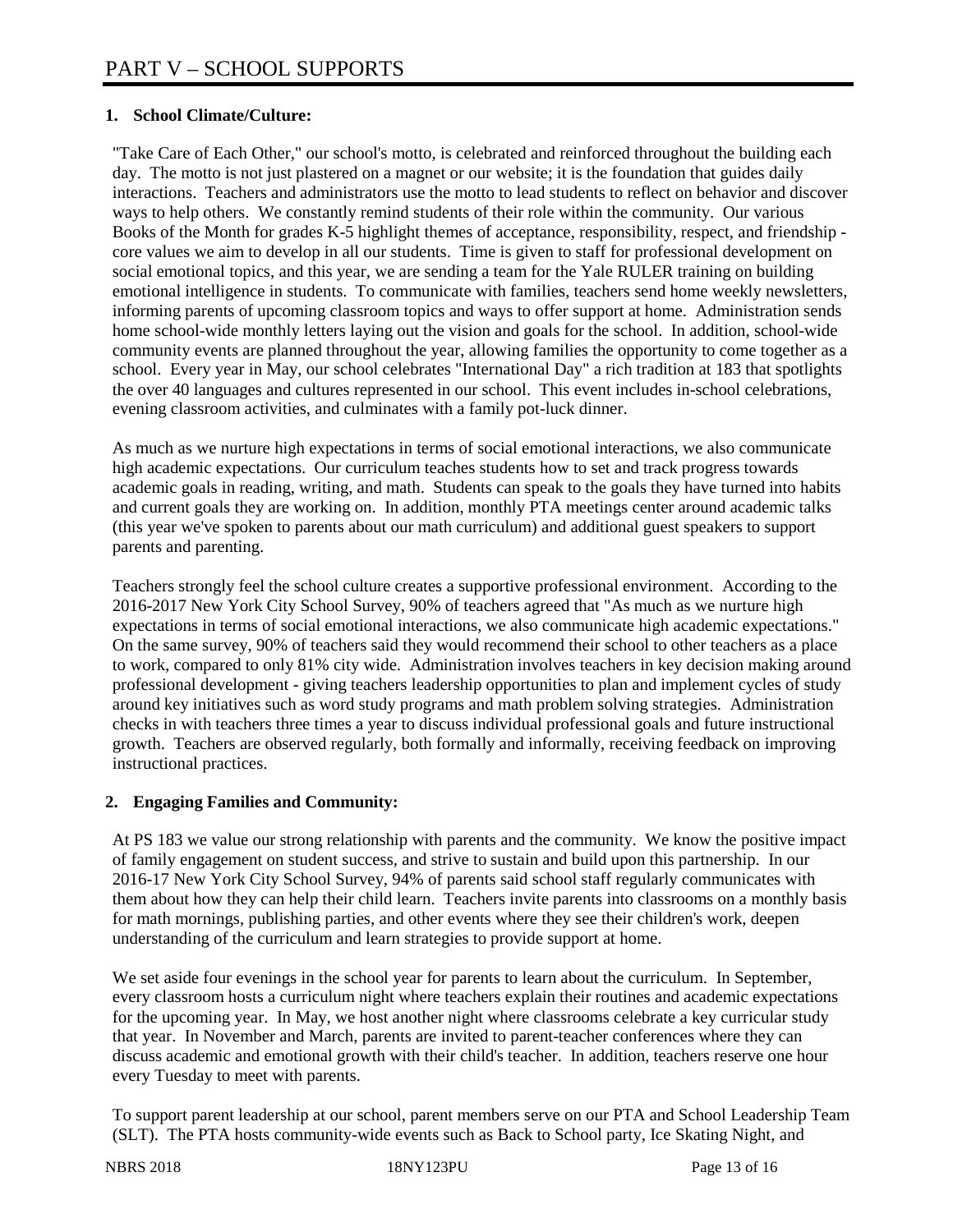# PART V – SCHOOL SUPPORTS

## 1. School Climate/Culture:

"Take Care of Each Other," our school's motto, is celebrated and reinforced throughout the building each day. The motto is not just plastered on a magnet or our website; it is the foundation that guides daily interactions. Teachers and administrators use the motto to lead students to reflect on behavior and discover ways to help others. We constantly remind students of their role within the community. Our various Books of the Month for grades K-5 highlight themes of acceptance, responsibility, respect, and friendship - core values we aim to develop in all our students. Time is given to staff for professional development on social emotional topics, and this year, we are sending a team for the Yale RULER training on building emotional intelligence in students. To communicate with families, teachers send home weekly newsletters, informing parents of upcoming classroom topics and ways to offer support at home. Administration sends home school-wide monthly letters laying out the vision and goals for the school. In addition, school-wide community events are planned throughout the year, allowing families the opportunity to come together as a school. Every year in May, our school celebrates "International Day" a rich tradition at 183 that spotlights the over 40 languages and cultures represented in our school. This event includes in-school celebrations, evening classroom activities, and culminates with a family pot-luck dinner.

As much as we nurture high expectations in terms of social emotional interactions, we also communicate high academic expectations. Our curriculum teaches students how to set and track progress towards academic goals in reading, writing, and math. Students can speak to the goals they have turned into habits and current goals they are working on. In addition, monthly PTA meetings center around academic talks (this year we've spoken to parents about our math curriculum) and additional guest speakers to support parents and parenting.

Teachers strongly feel the school culture creates a supportive professional environment. According to the 2016-2017 New York City School Survey, 90% of teachers agreed that "As much as we nurture high expectations in terms of social emotional interactions, we also communicate high academic expectations." On the same survey, 90% of teachers said they would recommend their school to other teachers as a place to work, compared to only 81% city wide. Administration involves teachers in key decision making around professional development - giving teachers leadership opportunities to plan and implement cycles of study around key initiatives such as word study programs and math problem solving strategies. Administration checks in with teachers three times a year to discuss individual professional goals and future instructional growth. Teachers are observed regularly, both formally and informally, receiving feedback on improving instructional practices.

## 2. Engaging Families and Community:

At PS 183 we value our strong relationship with parents and the community. We know the positive impact of family engagement on student success, and strive to sustain and build upon this partnership. In our 2016-17 New York City School Survey, 94% of parents said school staff regularly communicates with them about how they can help their child learn. Teachers invite parents into classrooms on a monthly basis for math mornings, publishing parties, and other events where they see their children's work, deepen understanding of the curriculum and learn strategies to provide support at home.

We set aside four evenings in the school year for parents to learn about the curriculum. In September, every classroom hosts a curriculum night where teachers explain their routines and academic expectations for the upcoming year. In May, we host another night where classrooms celebrate a key curricular study that year. In November and March, parents are invited to parent-teacher conferences where they can discuss academic and emotional growth with their child's teacher. In addition, teachers reserve one hour every Tuesday to meet with parents.

To support parent leadership at our school, parent members serve on our PTA and School Leadership Team (SLT). The PTA hosts community-wide events such as Back to School party, Ice Skating Night, and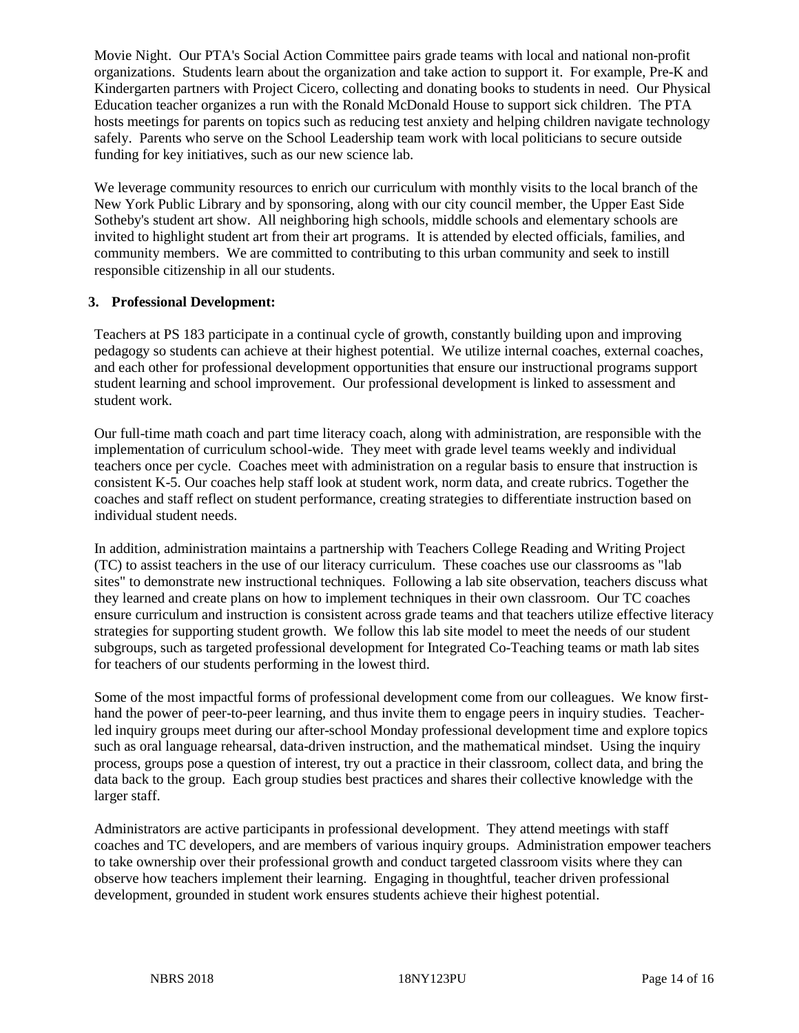Movie Night. Our PTA's Social Action Committee pairs grade teams with local and national non-profit organizations. Students learn about the organization and take action to support it. For example, Pre-K and Kindergarten partners with Project Cicero, collecting and donating books to students in need. Our Physical Education teacher organizes a run with the Ronald McDonald House to support sick children. The PTA hosts meetings for parents on topics such as reducing test anxiety and helping children navigate technology safely. Parents who serve on the School Leadership team work with local politicians to secure outside funding for key initiatives, such as our new science lab.

We leverage community resources to enrich our curriculum with monthly visits to the local branch of the New York Public Library and by sponsoring, along with our city council member, the Upper East Side Sotheby's student art show. All neighboring high schools, middle schools and elementary schools are invited to highlight student art from their art programs. It is attended by elected officials, families, and community members. We are committed to contributing to this urban community and seek to instill responsible citizenship in all our students.

### 3. Professional Development:

Teachers at PS 183 participate in a continual cycle of growth, constantly building upon and improving pedagogy so students can achieve at their highest potential. We utilize internal coaches, external coaches, and each other for professional development opportunities that ensure our instructional programs support student learning and school improvement. Our professional development is linked to assessment and student work.

Our full-time math coach and part time literacy coach, along with administration, are responsible with the implementation of curriculum school-wide. They meet with grade level teams weekly and individual teachers once per cycle. Coaches meet with administration on a regular basis to ensure that instruction is consistent K-5. Our coaches help staff look at student work, norm data, and create rubrics. Together the coaches and staff reflect on student performance, creating strategies to differentiate instruction based on individual student needs.

In addition, administration maintains a partnership with Teachers College Reading and Writing Project (TC) to assist teachers in the use of our literacy curriculum. These coaches use our classrooms as "lab sites" to demonstrate new instructional techniques. Following a lab site observation, teachers discuss what they learned and create plans on how to implement techniques in their own classroom. Our TC coaches ensure curriculum and instruction is consistent across grade teams and that teachers utilize effective literacy strategies for supporting student growth. We follow this lab site model to meet the needs of our student subgroups, such as targeted professional development for Integrated Co-Teaching teams or math lab sites for teachers of our students performing in the lowest third.

Some of the most impactful forms of professional development come from our colleagues. We know first-hand the power of peer-to-peer learning, and thus invite them to engage peers in inquiry studies. Teacher-led inquiry groups meet during our after-school Monday professional development time and explore topics such as oral language rehearsal, data-driven instruction, and the mathematical mindset. Using the inquiry process, groups pose a question of interest, try out a practice in their classroom, collect data, and bring the data back to the group. Each group studies best practices and shares their collective knowledge with the larger staff.

Administrators are active participants in professional development. They attend meetings with staff coaches and TC developers, and are members of various inquiry groups. Administration empower teachers to take ownership over their professional growth and conduct targeted classroom visits where they can observe how teachers implement their learning. Engaging in thoughtful, teacher driven professional development, grounded in student work ensures students achieve their highest potential.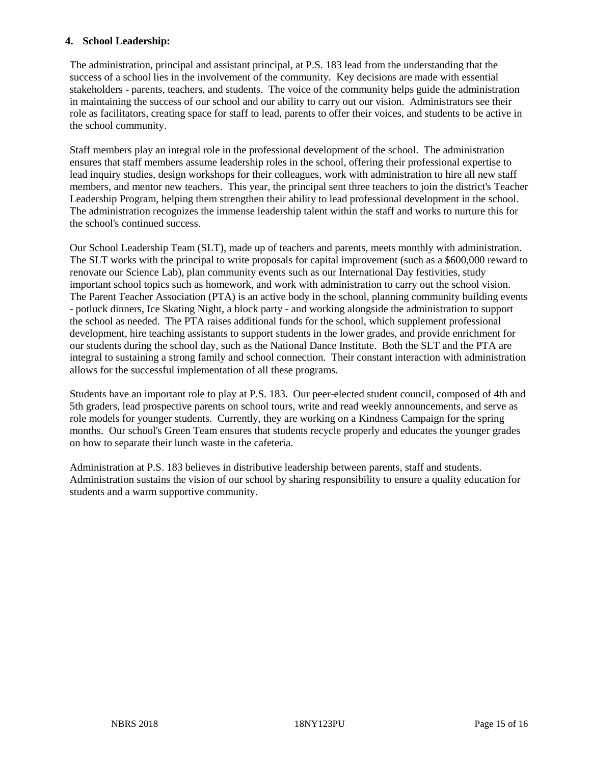**4. School Leadership:**

The administration, principal and assistant principal, at P.S. 183 lead from the understanding that the success of a school lies in the involvement of the community. Key decisions are made with essential stakeholders - parents, teachers, and students. The voice of the community helps guide the administration in maintaining the success of our school and our ability to carry out our vision. Administrators see their role as facilitators, creating space for staff to lead, parents to offer their voices, and students to be active in the school community.

Staff members play an integral role in the professional development of the school. The administration ensures that staff members assume leadership roles in the school, offering their professional expertise to lead inquiry studies, design workshops for their colleagues, work with administration to hire all new staff members, and mentor new teachers. This year, the principal sent three teachers to join the district's Teacher Leadership Program, helping them strengthen their ability to lead professional development in the school. The administration recognizes the immense leadership talent within the staff and works to nurture this for the school's continued success.

Our School Leadership Team (SLT), made up of teachers and parents, meets monthly with administration. The SLT works with the principal to write proposals for capital improvement (such as a $600,000 reward to renovate our Science Lab), plan community events such as our International Day festivities, study important school topics such as homework, and work with administration to carry out the school vision. The Parent Teacher Association (PTA) is an active body in the school, planning community building events - potluck dinners, Ice Skating Night, a block party - and working alongside the administration to support the school as needed. The PTA raises additional funds for the school, which supplement professional development, hire teaching assistants to support students in the lower grades, and provide enrichment for our students during the school day, such as the National Dance Institute. Both the SLT and the PTA are integral to sustaining a strong family and school connection. Their constant interaction with administration allows for the successful implementation of all these programs.

Students have an important role to play at P.S. 183. Our peer-elected student council, composed of 4th and 5th graders, lead prospective parents on school tours, write and read weekly announcements, and serve as role models for younger students. Currently, they are working on a Kindness Campaign for the spring months. Our school's Green Team ensures that students recycle properly and educates the younger grades on how to separate their lunch waste in the cafeteria.

Administration at P.S. 183 believes in distributive leadership between parents, staff and students. Administration sustains the vision of our school by sharing responsibility to ensure a quality education for students and a warm supportive community.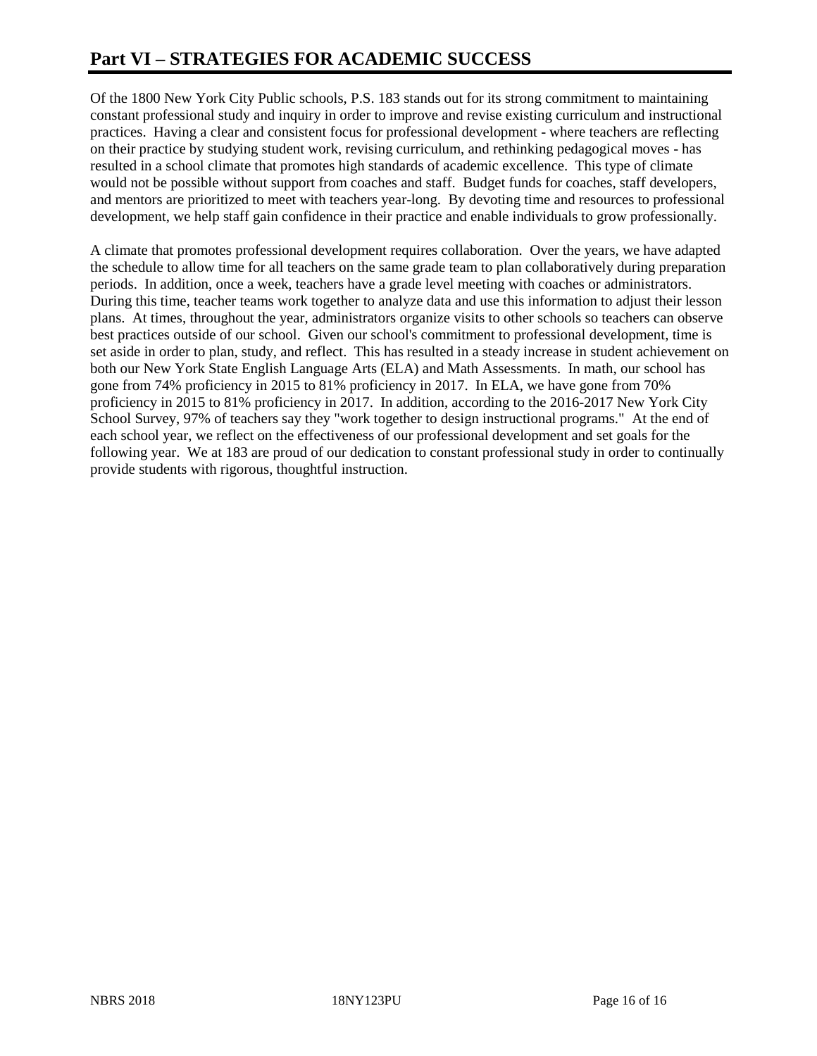# Part VI – STRATEGIES FOR ACADEMIC SUCCESS

Of the 1800 New York City Public schools, P.S. 183 stands out for its strong commitment to maintaining constant professional study and inquiry in order to improve and revise existing curriculum and instructional practices. Having a clear and consistent focus for professional development - where teachers are reflecting on their practice by studying student work, revising curriculum, and rethinking pedagogical moves - has resulted in a school climate that promotes high standards of academic excellence. This type of climate would not be possible without support from coaches and staff. Budget funds for coaches, staff developers, and mentors are prioritized to meet with teachers year-long. By devoting time and resources to professional development, we help staff gain confidence in their practice and enable individuals to grow professionally.

A climate that promotes professional development requires collaboration. Over the years, we have adapted the schedule to allow time for all teachers on the same grade team to plan collaboratively during preparation periods. In addition, once a week, teachers have a grade level meeting with coaches or administrators. During this time, teacher teams work together to analyze data and use this information to adjust their lesson plans. At times, throughout the year, administrators organize visits to other schools so teachers can observe best practices outside of our school. Given our school's commitment to professional development, time is set aside in order to plan, study, and reflect. This has resulted in a steady increase in student achievement on both our New York State English Language Arts (ELA) and Math Assessments. In math, our school has gone from 74% proficiency in 2015 to 81% proficiency in 2017. In ELA, we have gone from 70% proficiency in 2015 to 81% proficiency in 2017. In addition, according to the 2016-2017 New York City School Survey, 97% of teachers say they "work together to design instructional programs." At the end of each school year, we reflect on the effectiveness of our professional development and set goals for the following year. We at 183 are proud of our dedication to constant professional study in order to continually provide students with rigorous, thoughtful instruction.